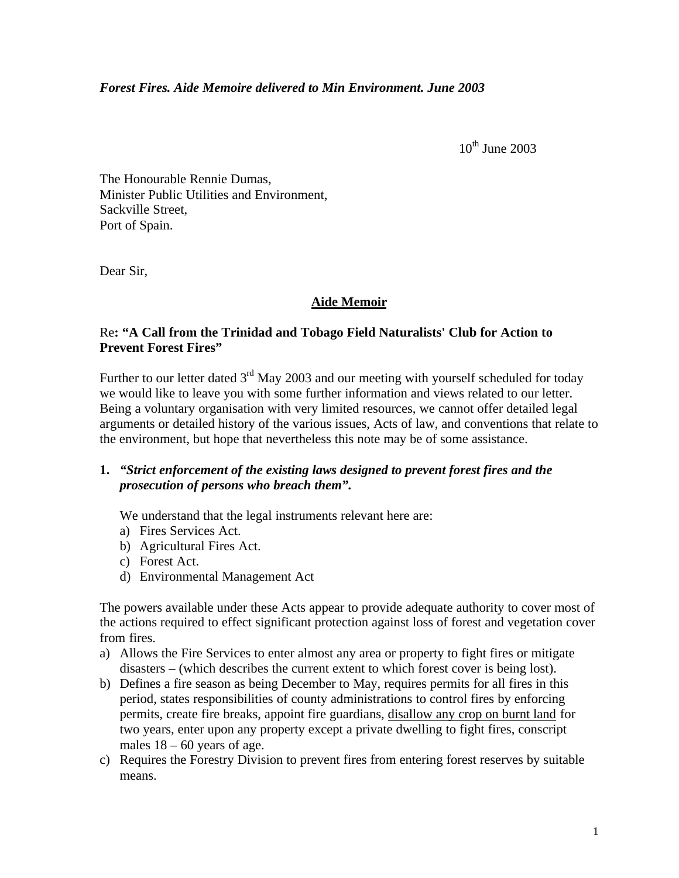***Forest Fires. Aide Memoire delivered to Min Environment. June 2003***

10th June 2003

The Honourable Rennie Dumas,  
Minister Public Utilities and Environment,  
Sackville Street,  
Port of Spain.

Dear Sir,

**<u>Aide Memoir</u>**

Re**: "A Call from the Trinidad and Tobago Field Naturalists' Club for Action to Prevent Forest Fires"**

Further to our letter dated 3rd May 2003 and our meeting with yourself scheduled for today we would like to leave you with some further information and views related to our letter. Being a voluntary organisation with very limited resources, we cannot offer detailed legal arguments or detailed history of the various issues, Acts of law, and conventions that relate to the environment, but hope that nevertheless this note may be of some assistance.

1. ***"Strict enforcement of the existing laws designed to prevent forest fires and the prosecution of persons who breach them".***

   We understand that the legal instruments relevant here are:
   a) Fires Services Act.
   b) Agricultural Fires Act.
   c) Forest Act.
   d) Environmental Management Act

The powers available under these Acts appear to provide adequate authority to cover most of the actions required to effect significant protection against loss of forest and vegetation cover from fires.

a) Allows the Fire Services to enter almost any area or property to fight fires or mitigate disasters – (which describes the current extent to which forest cover is being lost).
b) Defines a fire season as being December to May, requires permits for all fires in this period, states responsibilities of county administrations to control fires by enforcing permits, create fire breaks, appoint fire guardians, <u>disallow any crop on burnt land</u> for two years, enter upon any property except a private dwelling to fight fires, conscript males 18 – 60 years of age.
c) Requires the Forestry Division to prevent fires from entering forest reserves by suitable means.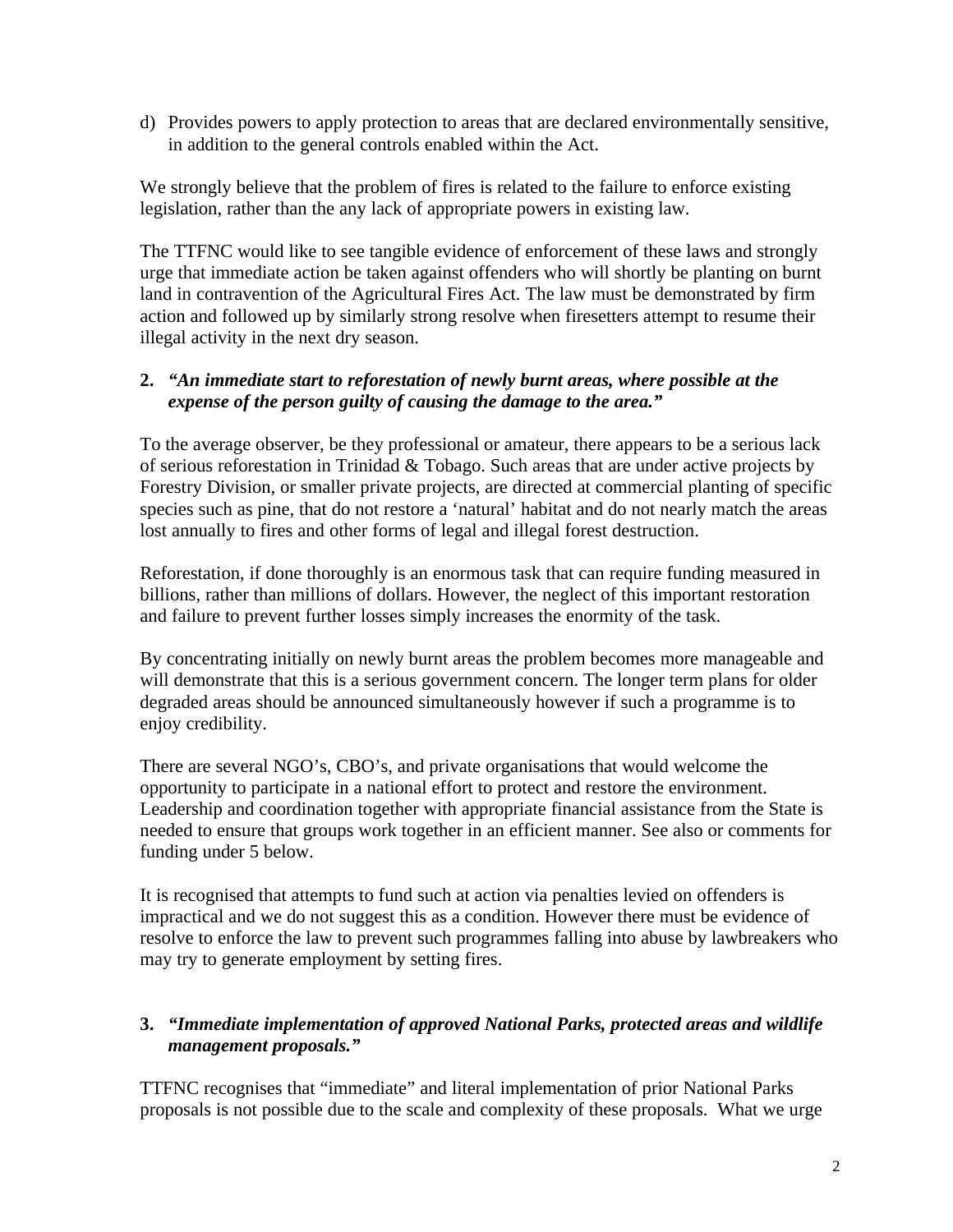d) Provides powers to apply protection to areas that are declared environmentally sensitive, in addition to the general controls enabled within the Act.

We strongly believe that the problem of fires is related to the failure to enforce existing legislation, rather than the any lack of appropriate powers in existing law.

The TTFNC would like to see tangible evidence of enforcement of these laws and strongly urge that immediate action be taken against offenders who will shortly be planting on burnt land in contravention of the Agricultural Fires Act. The law must be demonstrated by firm action and followed up by similarly strong resolve when firesetters attempt to resume their illegal activity in the next dry season.

**2.** ***"An immediate start to reforestation of newly burnt areas, where possible at the expense of the person guilty of causing the damage to the area."***

To the average observer, be they professional or amateur, there appears to be a serious lack of serious reforestation in Trinidad & Tobago. Such areas that are under active projects by Forestry Division, or smaller private projects, are directed at commercial planting of specific species such as pine, that do not restore a 'natural' habitat and do not nearly match the areas lost annually to fires and other forms of legal and illegal forest destruction.

Reforestation, if done thoroughly is an enormous task that can require funding measured in billions, rather than millions of dollars. However, the neglect of this important restoration and failure to prevent further losses simply increases the enormity of the task.

By concentrating initially on newly burnt areas the problem becomes more manageable and will demonstrate that this is a serious government concern. The longer term plans for older degraded areas should be announced simultaneously however if such a programme is to enjoy credibility.

There are several NGO's, CBO's, and private organisations that would welcome the opportunity to participate in a national effort to protect and restore the environment. Leadership and coordination together with appropriate financial assistance from the State is needed to ensure that groups work together in an efficient manner. See also or comments for funding under 5 below.

It is recognised that attempts to fund such at action via penalties levied on offenders is impractical and we do not suggest this as a condition. However there must be evidence of resolve to enforce the law to prevent such programmes falling into abuse by lawbreakers who may try to generate employment by setting fires.

**3.** ***"Immediate implementation of approved National Parks, protected areas and wildlife management proposals."***

TTFNC recognises that "immediate" and literal implementation of prior National Parks proposals is not possible due to the scale and complexity of these proposals. What we urge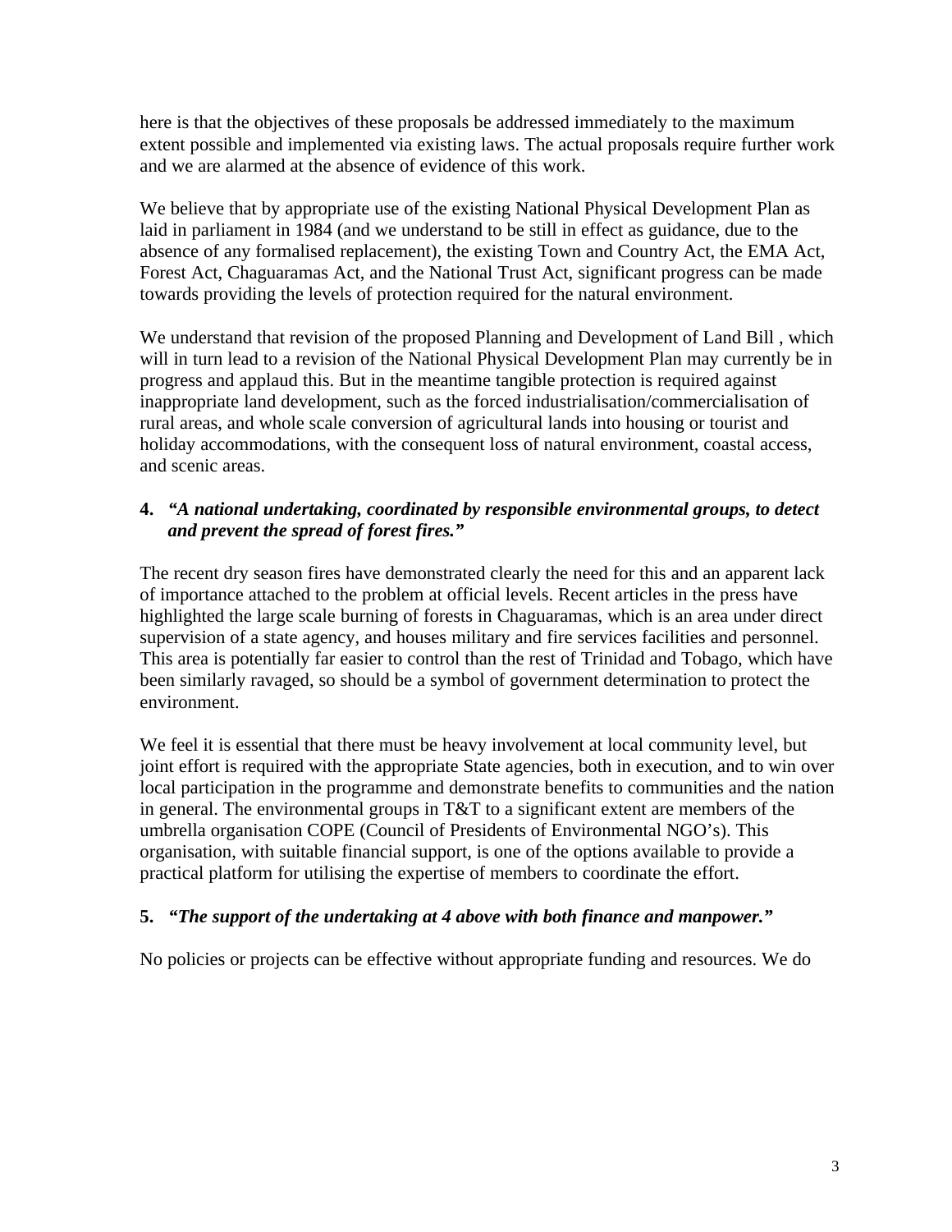here is that the objectives of these proposals be addressed immediately to the maximum extent possible and implemented via existing laws. The actual proposals require further work and we are alarmed at the absence of evidence of this work.

We believe that by appropriate use of the existing National Physical Development Plan as laid in parliament in 1984 (and we understand to be still in effect as guidance, due to the absence of any formalised replacement), the existing Town and Country Act, the EMA Act, Forest Act, Chaguaramas Act, and the National Trust Act, significant progress can be made towards providing the levels of protection required for the natural environment.

We understand that revision of the proposed Planning and Development of Land Bill , which will in turn lead to a revision of the National Physical Development Plan may currently be in progress and applaud this. But in the meantime tangible protection is required against inappropriate land development, such as the forced industrialisation/commercialisation of rural areas, and whole scale conversion of agricultural lands into housing or tourist and holiday accommodations, with the consequent loss of natural environment, coastal access, and scenic areas.

**4.** ***"A national undertaking, coordinated by responsible environmental groups, to detect and prevent the spread of forest fires."***

The recent dry season fires have demonstrated clearly the need for this and an apparent lack of importance attached to the problem at official levels. Recent articles in the press have highlighted the large scale burning of forests in Chaguaramas, which is an area under direct supervision of a state agency, and houses military and fire services facilities and personnel. This area is potentially far easier to control than the rest of Trinidad and Tobago, which have been similarly ravaged, so should be a symbol of government determination to protect the environment.

We feel it is essential that there must be heavy involvement at local community level, but joint effort is required with the appropriate State agencies, both in execution, and to win over local participation in the programme and demonstrate benefits to communities and the nation in general. The environmental groups in T&T to a significant extent are members of the umbrella organisation COPE (Council of Presidents of Environmental NGO's). This organisation, with suitable financial support, is one of the options available to provide a practical platform for utilising the expertise of members to coordinate the effort.

**5.** ***"The support of the undertaking at 4 above with both finance and manpower."***

No policies or projects can be effective without appropriate funding and resources. We do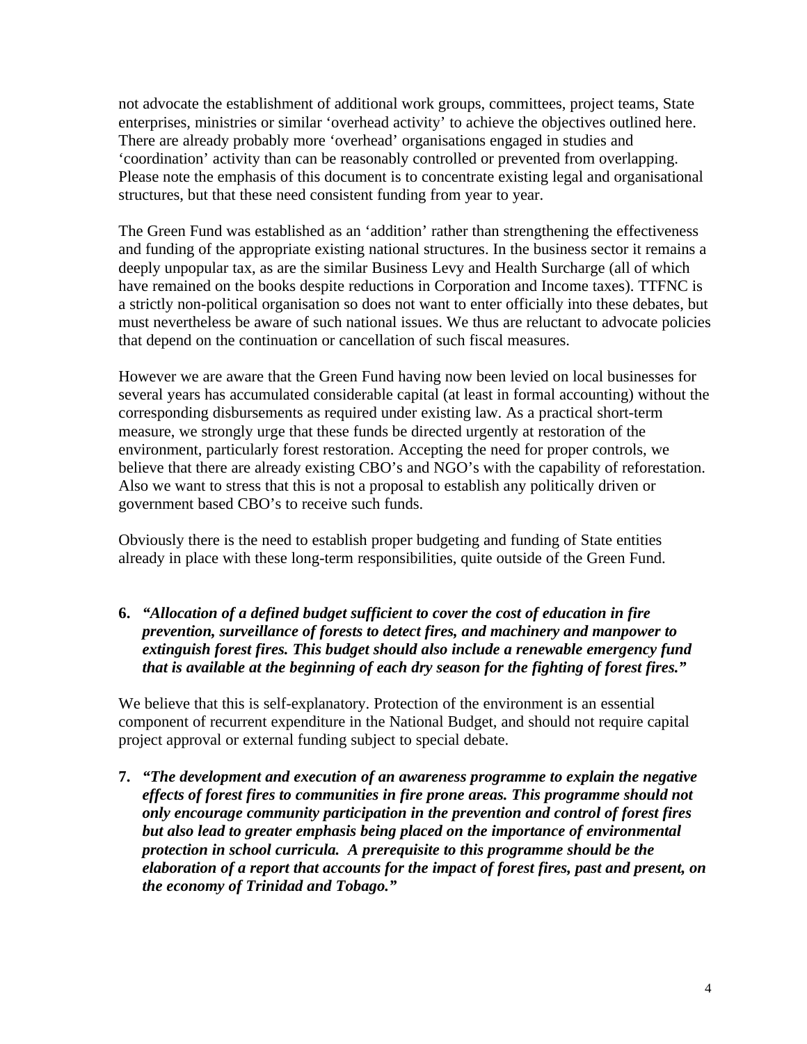not advocate the establishment of additional work groups, committees, project teams, State enterprises, ministries or similar 'overhead activity' to achieve the objectives outlined here. There are already probably more 'overhead' organisations engaged in studies and 'coordination' activity than can be reasonably controlled or prevented from overlapping. Please note the emphasis of this document is to concentrate existing legal and organisational structures, but that these need consistent funding from year to year.

The Green Fund was established as an 'addition' rather than strengthening the effectiveness and funding of the appropriate existing national structures. In the business sector it remains a deeply unpopular tax, as are the similar Business Levy and Health Surcharge (all of which have remained on the books despite reductions in Corporation and Income taxes). TTFNC is a strictly non-political organisation so does not want to enter officially into these debates, but must nevertheless be aware of such national issues. We thus are reluctant to advocate policies that depend on the continuation or cancellation of such fiscal measures.

However we are aware that the Green Fund having now been levied on local businesses for several years has accumulated considerable capital (at least in formal accounting) without the corresponding disbursements as required under existing law. As a practical short-term measure, we strongly urge that these funds be directed urgently at restoration of the environment, particularly forest restoration. Accepting the need for proper controls, we believe that there are already existing CBO's and NGO's with the capability of reforestation. Also we want to stress that this is not a proposal to establish any politically driven or government based CBO's to receive such funds.

Obviously there is the need to establish proper budgeting and funding of State entities already in place with these long-term responsibilities, quite outside of the Green Fund.

**6.** ***"Allocation of a defined budget sufficient to cover the cost of education in fire prevention, surveillance of forests to detect fires, and machinery and manpower to extinguish forest fires. This budget should also include a renewable emergency fund that is available at the beginning of each dry season for the fighting of forest fires."***

We believe that this is self-explanatory. Protection of the environment is an essential component of recurrent expenditure in the National Budget, and should not require capital project approval or external funding subject to special debate.

**7.** ***"The development and execution of an awareness programme to explain the negative effects of forest fires to communities in fire prone areas. This programme should not only encourage community participation in the prevention and control of forest fires but also lead to greater emphasis being placed on the importance of environmental protection in school curricula. A prerequisite to this programme should be the elaboration of a report that accounts for the impact of forest fires, past and present, on the economy of Trinidad and Tobago."***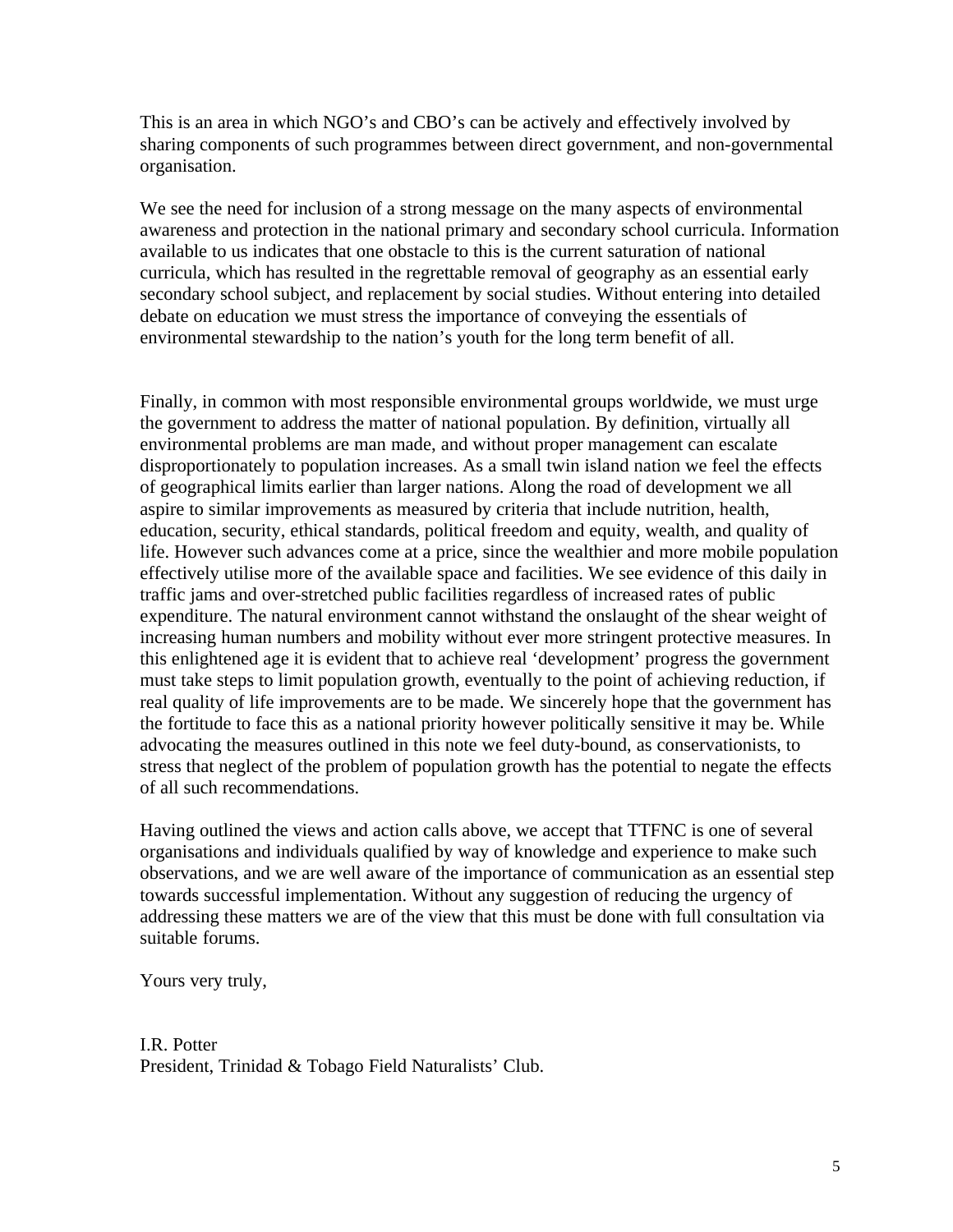This is an area in which NGO's and CBO's can be actively and effectively involved by sharing components of such programmes between direct government, and non-governmental organisation.

We see the need for inclusion of a strong message on the many aspects of environmental awareness and protection in the national primary and secondary school curricula. Information available to us indicates that one obstacle to this is the current saturation of national curricula, which has resulted in the regrettable removal of geography as an essential early secondary school subject, and replacement by social studies. Without entering into detailed debate on education we must stress the importance of conveying the essentials of environmental stewardship to the nation's youth for the long term benefit of all.

Finally, in common with most responsible environmental groups worldwide, we must urge the government to address the matter of national population. By definition, virtually all environmental problems are man made, and without proper management can escalate disproportionately to population increases. As a small twin island nation we feel the effects of geographical limits earlier than larger nations. Along the road of development we all aspire to similar improvements as measured by criteria that include nutrition, health, education, security, ethical standards, political freedom and equity, wealth, and quality of life. However such advances come at a price, since the wealthier and more mobile population effectively utilise more of the available space and facilities. We see evidence of this daily in traffic jams and over-stretched public facilities regardless of increased rates of public expenditure. The natural environment cannot withstand the onslaught of the shear weight of increasing human numbers and mobility without ever more stringent protective measures. In this enlightened age it is evident that to achieve real 'development' progress the government must take steps to limit population growth, eventually to the point of achieving reduction, if real quality of life improvements are to be made. We sincerely hope that the government has the fortitude to face this as a national priority however politically sensitive it may be. While advocating the measures outlined in this note we feel duty-bound, as conservationists, to stress that neglect of the problem of population growth has the potential to negate the effects of all such recommendations.

Having outlined the views and action calls above, we accept that TTFNC is one of several organisations and individuals qualified by way of knowledge and experience to make such observations, and we are well aware of the importance of communication as an essential step towards successful implementation. Without any suggestion of reducing the urgency of addressing these matters we are of the view that this must be done with full consultation via suitable forums.

Yours very truly,

I.R. Potter
President, Trinidad & Tobago Field Naturalists' Club.